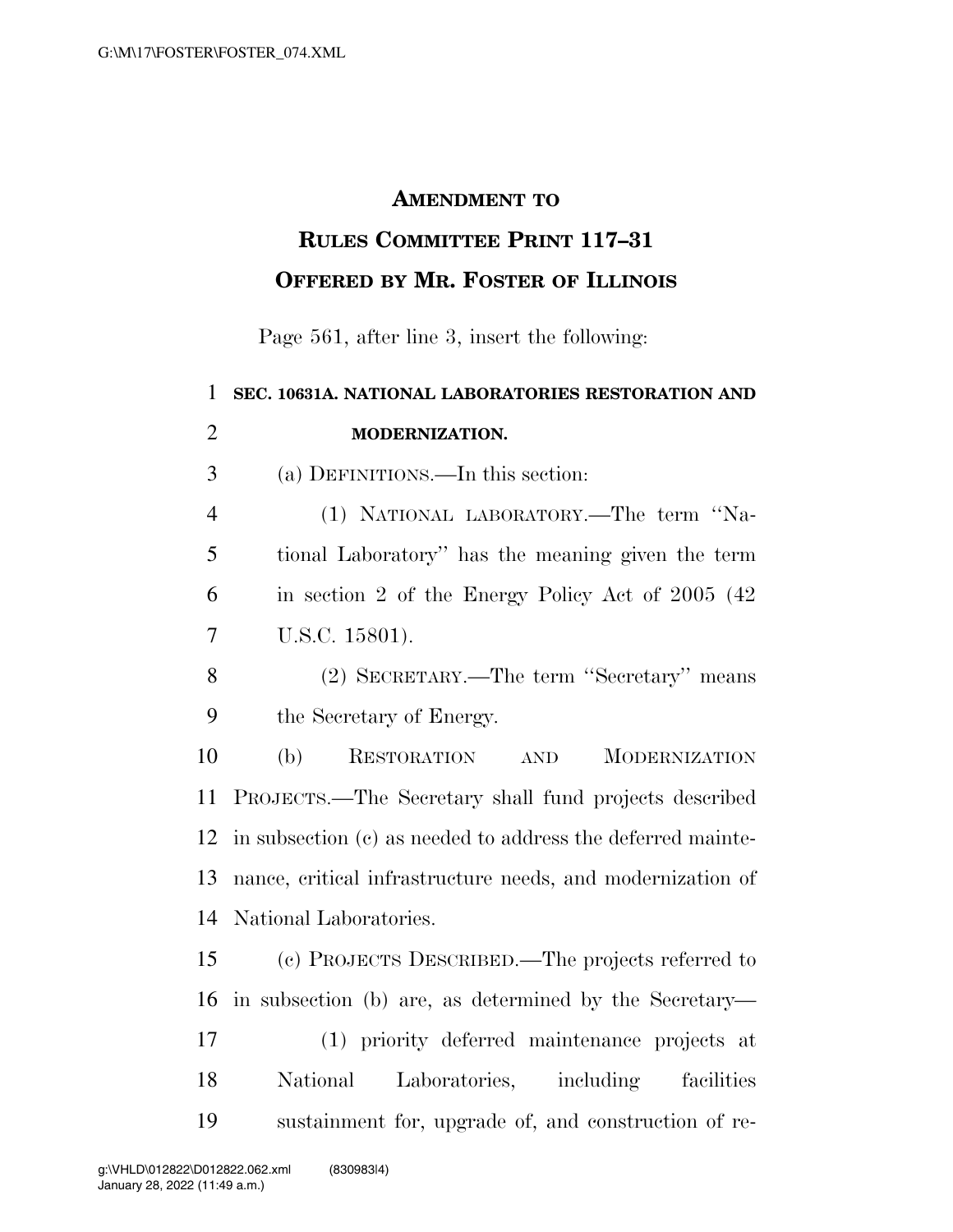## AMENDMENT TO

## RULES COMMITTEE PRINT 117–31

## OFFERED BY MR. FOSTER OF ILLINOIS

Page 561, after line 3, insert the following:

**SEC. 10631A. NATIONAL LABORATORIES RESTORATION AND MODERNIZATION.**

(a) DEFINITIONS.—In this section:

(1) NATIONAL LABORATORY.—The term ''National Laboratory'' has the meaning given the term in section 2 of the Energy Policy Act of 2005 (42 U.S.C. 15801).

(2) SECRETARY.—The term ''Secretary'' means the Secretary of Energy.

(b) RESTORATION AND MODERNIZATION PROJECTS.—The Secretary shall fund projects described in subsection (c) as needed to address the deferred maintenance, critical infrastructure needs, and modernization of National Laboratories.

(c) PROJECTS DESCRIBED.—The projects referred to in subsection (b) are, as determined by the Secretary—

(1) priority deferred maintenance projects at National Laboratories, including facilities sustainment for, upgrade of, and construction of re-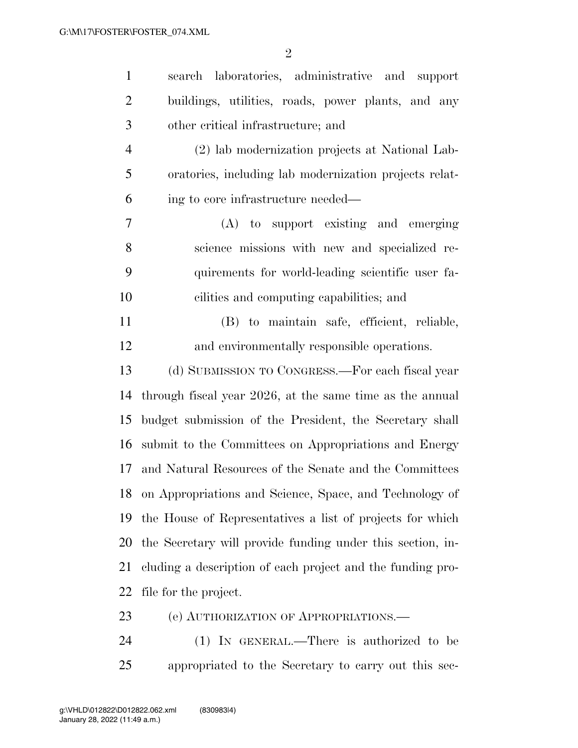search laboratories, administrative and support buildings, utilities, roads, power plants, and any other critical infrastructure; and

(2) lab modernization projects at National Laboratories, including lab modernization projects relating to core infrastructure needed—

(A) to support existing and emerging science missions with new and specialized requirements for world-leading scientific user facilities and computing capabilities; and

(B) to maintain safe, efficient, reliable, and environmentally responsible operations.

(d) SUBMISSION TO CONGRESS.—For each fiscal year through fiscal year 2026, at the same time as the annual budget submission of the President, the Secretary shall submit to the Committees on Appropriations and Energy and Natural Resources of the Senate and the Committees on Appropriations and Science, Space, and Technology of the House of Representatives a list of projects for which the Secretary will provide funding under this section, including a description of each project and the funding profile for the project.

(e) AUTHORIZATION OF APPROPRIATIONS.—

(1) IN GENERAL.—There is authorized to be appropriated to the Secretary to carry out this sec-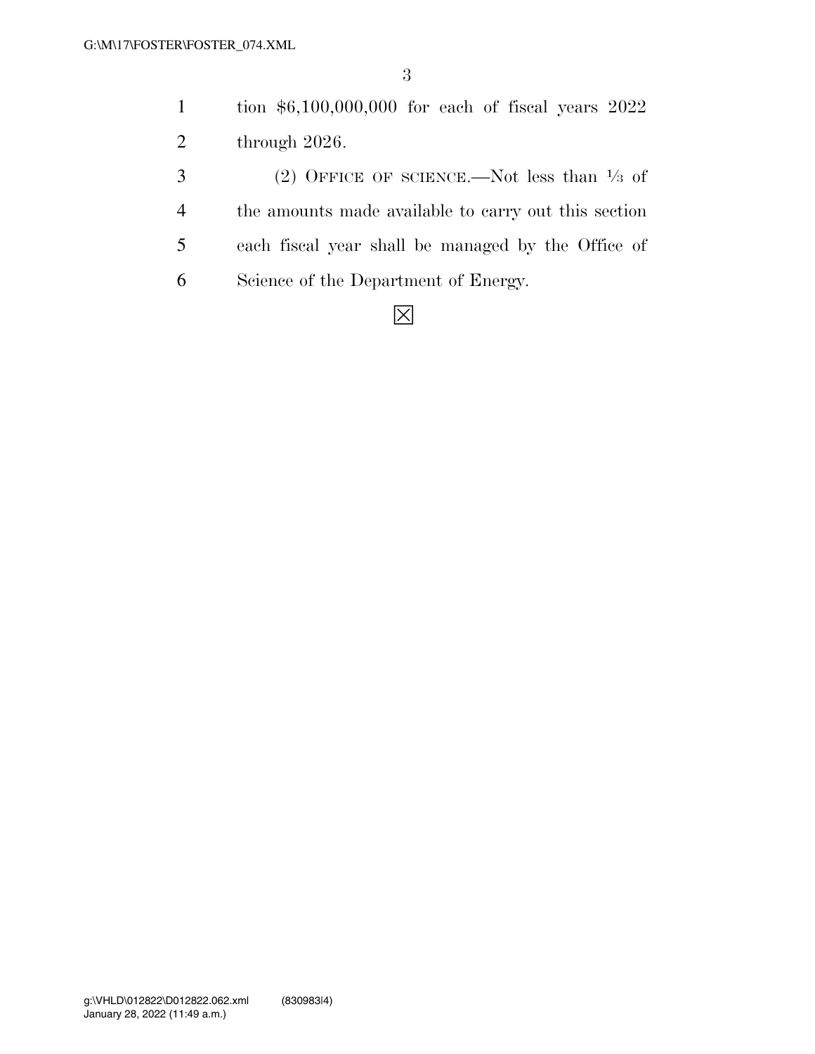tion $6,100,000,000 for each of fiscal years 2022 through 2026.

(2) OFFICE OF SCIENCE.—Not less than ⅓ of the amounts made available to carry out this section each fiscal year shall be managed by the Office of Science of the Department of Energy.

☒